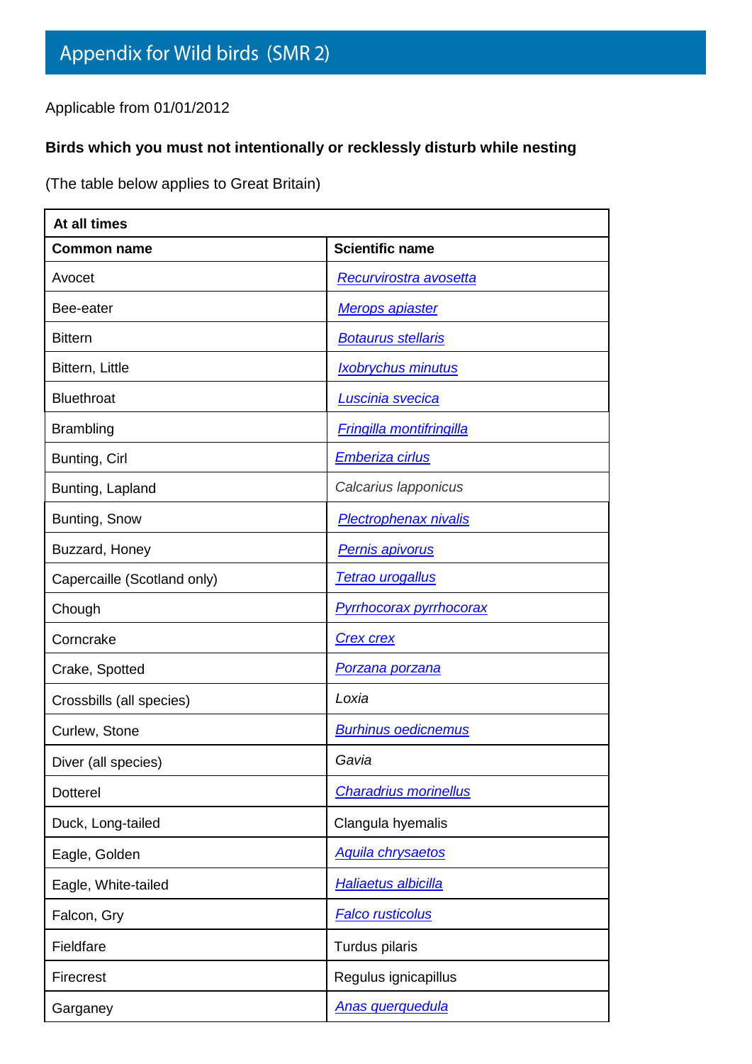# Appendix for Wild birds (SMR 2)

Applicable from 01/01/2012

**Birds which you must not intentionally or recklessly disturb while nesting**

(The table below applies to Great Britain)

| At all times | |
|---|---|
| **Common name** | **Scientific name** |
| Avocet | *Recurvirostra avosetta* |
| Bee-eater | *Merops apiaster* |
| Bittern | *Botaurus stellaris* |
| Bittern, Little | *Ixobrychus minutus* |
| Bluethroat | *Luscinia svecica* |
| Brambling | *Fringilla montifringilla* |
| Bunting, Cirl | *Emberiza cirlus* |
| Bunting, Lapland | *Calcarius lapponicus* |
| Bunting, Snow | *Plectrophenax nivalis* |
| Buzzard, Honey | *Pernis apivorus* |
| Capercaille (Scotland only) | *Tetrao urogallus* |
| Chough | *Pyrrhocorax pyrrhocorax* |
| Corncrake | *Crex crex* |
| Crake, Spotted | *Porzana porzana* |
| Crossbills (all species) | *Loxia* |
| Curlew, Stone | *Burhinus oedicnemus* |
| Diver (all species) | *Gavia* |
| Dotterel | *Charadrius morinellus* |
| Duck, Long-tailed | Clangula hyemalis |
| Eagle, Golden | *Aquila chrysaetos* |
| Eagle, White-tailed | *Haliaetus albicilla* |
| Falcon, Gry | *Falco rusticolus* |
| Fieldfare | Turdus pilaris |
| Firecrest | Regulus ignicapillus |
| Garganey | *Anas querquedula* |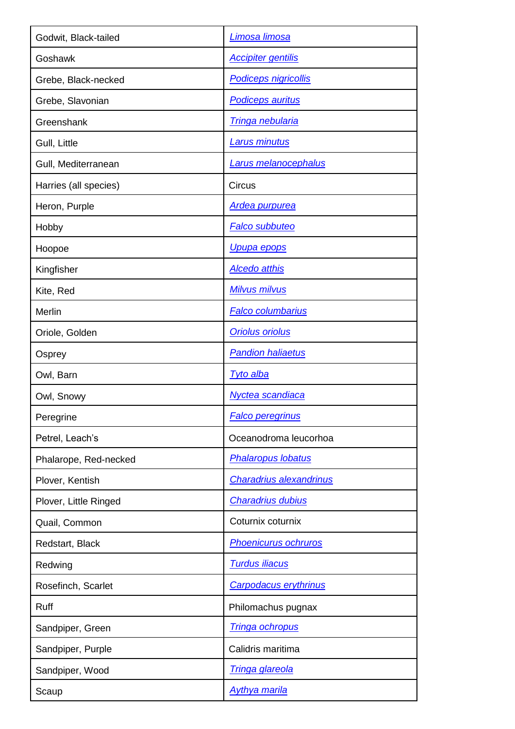| | |
|---|---|
| Godwit, Black-tailed | *Limosa limosa* |
| Goshawk | *Accipiter gentilis* |
| Grebe, Black-necked | *Podiceps nigricollis* |
| Grebe, Slavonian | *Podiceps auritus* |
| Greenshank | *Tringa nebularia* |
| Gull, Little | *Larus minutus* |
| Gull, Mediterranean | *Larus melanocephalus* |
| Harries (all species) | Circus |
| Heron, Purple | *Ardea purpurea* |
| Hobby | *Falco subbuteo* |
| Hoopoe | *Upupa epops* |
| Kingfisher | *Alcedo atthis* |
| Kite, Red | *Milvus milvus* |
| Merlin | *Falco columbarius* |
| Oriole, Golden | *Oriolus oriolus* |
| Osprey | *Pandion haliaetus* |
| Owl, Barn | *Tyto alba* |
| Owl, Snowy | *Nyctea scandiaca* |
| Peregrine | *Falco peregrinus* |
| Petrel, Leach's | Oceanodroma leucorhoa |
| Phalarope, Red-necked | *Phalaropus lobatus* |
| Plover, Kentish | *Charadrius alexandrinus* |
| Plover, Little Ringed | *Charadrius dubius* |
| Quail, Common | Coturnix coturnix |
| Redstart, Black | *Phoenicurus ochruros* |
| Redwing | *Turdus iliacus* |
| Rosefinch, Scarlet | *Carpodacus erythrinus* |
| Ruff | Philomachus pugnax |
| Sandpiper, Green | *Tringa ochropus* |
| Sandpiper, Purple | Calidris maritima |
| Sandpiper, Wood | *Tringa glareola* |
| Scaup | *Aythya marila* |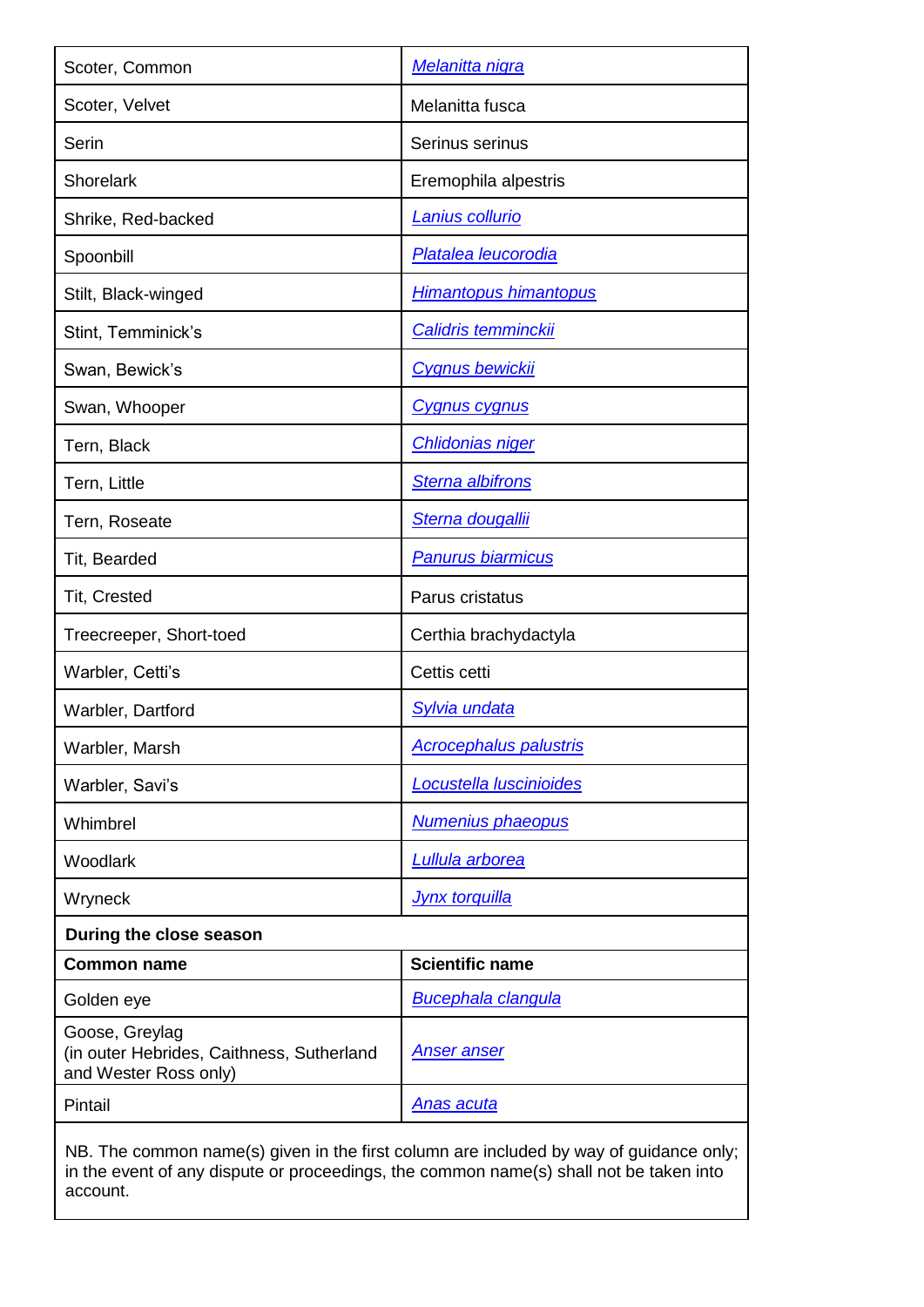| | |
|---|---|
| Scoter, Common | *Melanitta nigra* |
| Scoter, Velvet | Melanitta fusca |
| Serin | Serinus serinus |
| Shorelark | Eremophila alpestris |
| Shrike, Red-backed | *Lanius collurio* |
| Spoonbill | *Platalea leucorodia* |
| Stilt, Black-winged | *Himantopus himantopus* |
| Stint, Temminick's | *Calidris temminckii* |
| Swan, Bewick's | *Cygnus bewickii* |
| Swan, Whooper | *Cygnus cygnus* |
| Tern, Black | *Chlidonias niger* |
| Tern, Little | *Sterna albifrons* |
| Tern, Roseate | *Sterna dougallii* |
| Tit, Bearded | *Panurus biarmicus* |
| Tit, Crested | Parus cristatus |
| Treecreeper, Short-toed | Certhia brachydactyla |
| Warbler, Cetti's | Cettis cetti |
| Warbler, Dartford | *Sylvia undata* |
| Warbler, Marsh | *Acrocephalus palustris* |
| Warbler, Savi's | *Locustella luscinioides* |
| Whimbrel | *Numenius phaeopus* |
| Woodlark | *Lullula arborea* |
| Wryneck | *Jynx torquilla* |
| **During the close season** | |
| **Common name** | **Scientific name** |
| Golden eye | *Bucephala clangula* |
| Goose, Greylag (in outer Hebrides, Caithness, Sutherland and Wester Ross only) | *Anser anser* |
| Pintail | *Anas acuta* |

NB. The common name(s) given in the first column are included by way of guidance only; in the event of any dispute or proceedings, the common name(s) shall not be taken into account.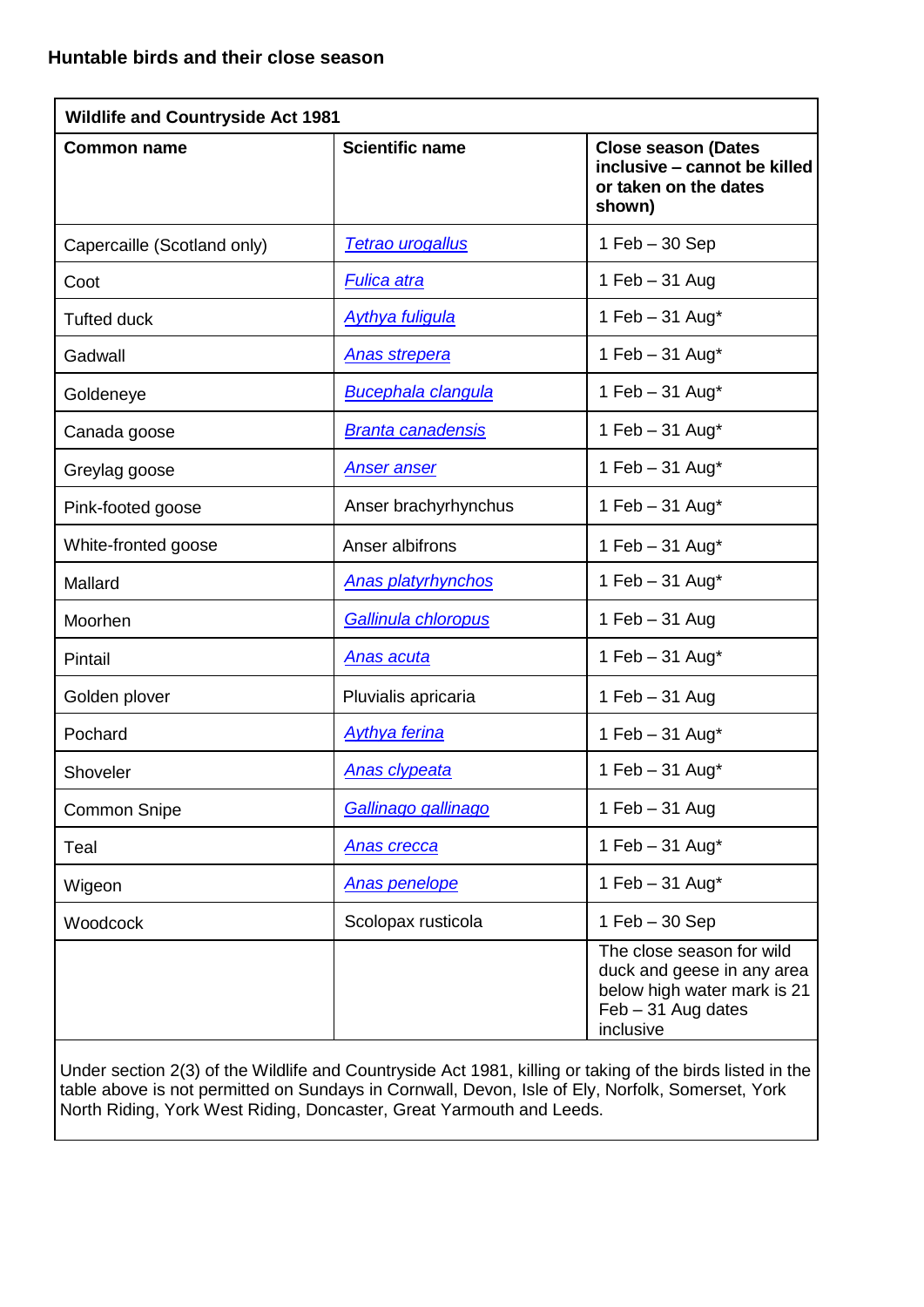**Huntable birds and their close season**

| Wildlife and Countryside Act 1981 | | |
|---|---|---|
| **Common name** | **Scientific name** | **Close season (Dates inclusive – cannot be killed or taken on the dates shown)** |
| Capercaille (Scotland only) | *Tetrao urogallus* | 1 Feb – 30 Sep |
| Coot | *Fulica atra* | 1 Feb – 31 Aug |
| Tufted duck | *Aythya fuligula* | 1 Feb – 31 Aug* |
| Gadwall | *Anas strepera* | 1 Feb – 31 Aug* |
| Goldeneye | *Bucephala clangula* | 1 Feb – 31 Aug* |
| Canada goose | *Branta canadensis* | 1 Feb – 31 Aug* |
| Greylag goose | *Anser anser* | 1 Feb – 31 Aug* |
| Pink-footed goose | Anser brachyrhynchus | 1 Feb – 31 Aug* |
| White-fronted goose | Anser albifrons | 1 Feb – 31 Aug* |
| Mallard | *Anas platyrhynchos* | 1 Feb – 31 Aug* |
| Moorhen | *Gallinula chloropus* | 1 Feb – 31 Aug |
| Pintail | *Anas acuta* | 1 Feb – 31 Aug* |
| Golden plover | Pluvialis apricaria | 1 Feb – 31 Aug |
| Pochard | *Aythya ferina* | 1 Feb – 31 Aug* |
| Shoveler | *Anas clypeata* | 1 Feb – 31 Aug* |
| Common Snipe | *Gallinago gallinago* | 1 Feb – 31 Aug |
| Teal | *Anas crecca* | 1 Feb – 31 Aug* |
| Wigeon | *Anas penelope* | 1 Feb – 31 Aug* |
| Woodcock | Scolopax rusticola | 1 Feb – 30 Sep |
| | | The close season for wild duck and geese in any area below high water mark is 21 Feb – 31 Aug dates inclusive |

Under section 2(3) of the Wildlife and Countryside Act 1981, killing or taking of the birds listed in the table above is not permitted on Sundays in Cornwall, Devon, Isle of Ely, Norfolk, Somerset, York North Riding, York West Riding, Doncaster, Great Yarmouth and Leeds.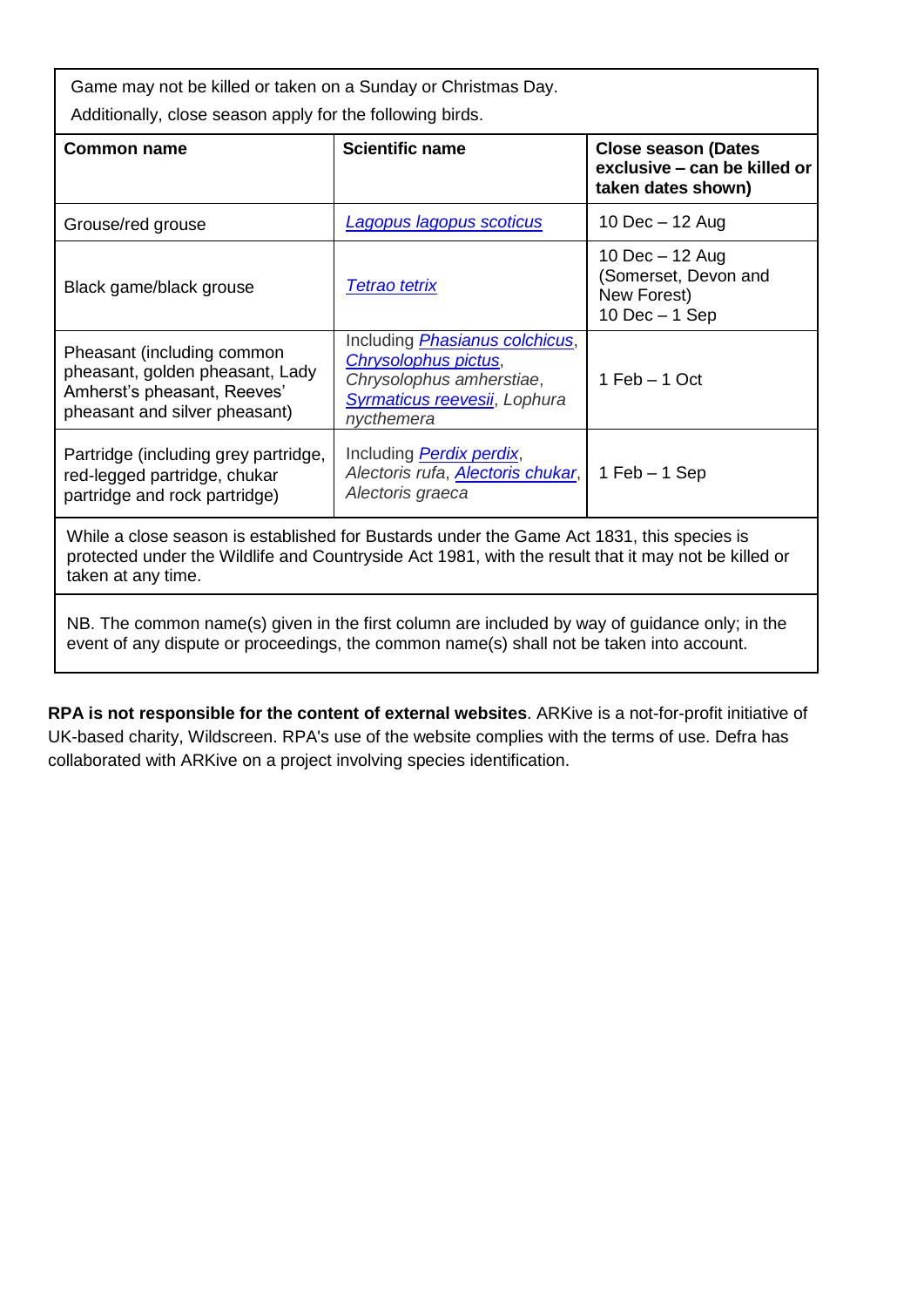| | | |
|---|---|---|
| Game may not be killed or taken on a Sunday or Christmas Day.<br>Additionally, close season apply for the following birds. | | |
| **Common name** | **Scientific name** | **Close season (Dates exclusive – can be killed or taken dates shown)** |
| Grouse/red grouse | *Lagopus lagopus scoticus* | 10 Dec – 12 Aug |
| Black game/black grouse | *Tetrao tetrix* | 10 Dec – 12 Aug (Somerset, Devon and New Forest)<br>10 Dec – 1 Sep |
| Pheasant (including common pheasant, golden pheasant, Lady Amherst's pheasant, Reeves' pheasant and silver pheasant) | *Including Phasianus colchicus, Chrysolophus pictus, Chrysolophus amherstiae, Syrmaticus reevesii, Lophura nycthemera* | 1 Feb – 1 Oct |
| Partridge (including grey partridge, red-legged partridge, chukar partridge and rock partridge) | *Including Perdix perdix, Alectoris rufa, Alectoris chukar, Alectoris graeca* | 1 Feb – 1 Sep |
| While a close season is established for Bustards under the Game Act 1831, this species is protected under the Wildlife and Countryside Act 1981, with the result that it may not be killed or taken at any time. | | |
| NB. The common name(s) given in the first column are included by way of guidance only; in the event of any dispute or proceedings, the common name(s) shall not be taken into account. | | |

**RPA is not responsible for the content of external websites**. ARKive is a not-for-profit initiative of UK-based charity, Wildscreen. RPA's use of the website complies with the terms of use. Defra has collaborated with ARKive on a project involving species identification.